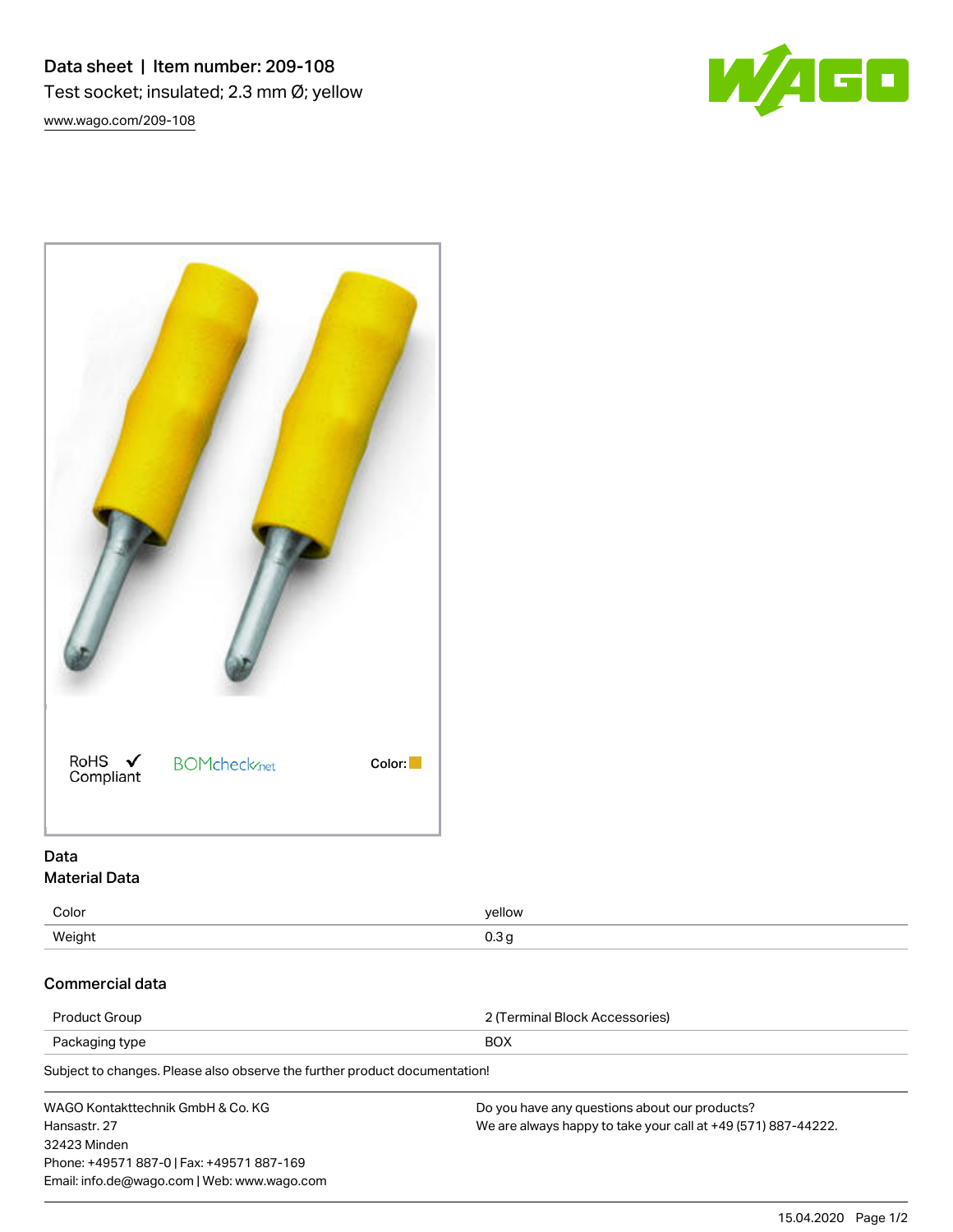# Data sheet | Item number: 209-108

Test socket; insulated; 2.3 mm Ø; yellow

www.wago.com/209-108

RoHS ✓ Compliant

BOMcheck.net

Color:

## Data

### Material Data

| | |
|---|---|
| Color | yellow |
| Weight | 0.3 g |

### Commercial data

| | |
|---|---|
| Product Group | 2 (Terminal Block Accessories) |
| Packaging type | BOX |

Subject to changes. Please also observe the further product documentation!

WAGO Kontakttechnik GmbH & Co. KG
Hansastr. 27
32423 Minden
Phone: +49571 887-0 | Fax: +49571 887-169
Email: info.de@wago.com | Web: www.wago.com

Do you have any questions about our products?
We are always happy to take your call at +49 (571) 887-44222.

15.04.2020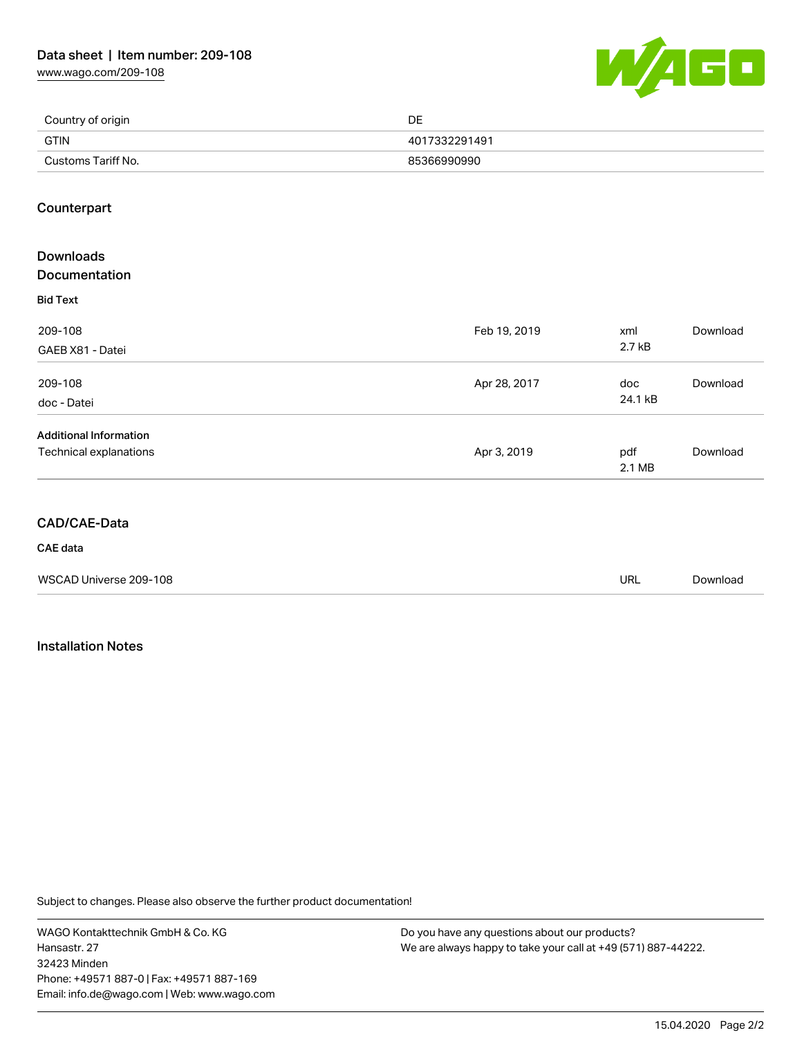| | |
|---|---|
| Country of origin | DE |
| GTIN | 4017332291491 |
| Customs Tariff No. | 85366990990 |

## Counterpart

## Downloads
## Documentation

### Bid Text

| | | | |
|---|---|---|---|
| 209-108<br>GAEB X81 - Datei | Feb 19, 2019 | xml<br>2.7 kB | Download |
| 209-108<br>doc - Datei | Apr 28, 2017 | doc<br>24.1 kB | Download |

### Additional Information

| | | | |
|---|---|---|---|
| Technical explanations | Apr 3, 2019 | pdf<br>2.1 MB | Download |

## CAD/CAE-Data

### CAE data

| | | |
|---|---|---|
| WSCAD Universe 209-108 | URL | Download |

## Installation Notes

Subject to changes. Please also observe the further product documentation!

WAGO Kontakttechnik GmbH & Co. KG
Hansastr. 27
32423 Minden
Phone: +49571 887-0 | Fax: +49571 887-169
Email: info.de@wago.com | Web: www.wago.com

Do you have any questions about our products?
We are always happy to take your call at +49 (571) 887-44222.